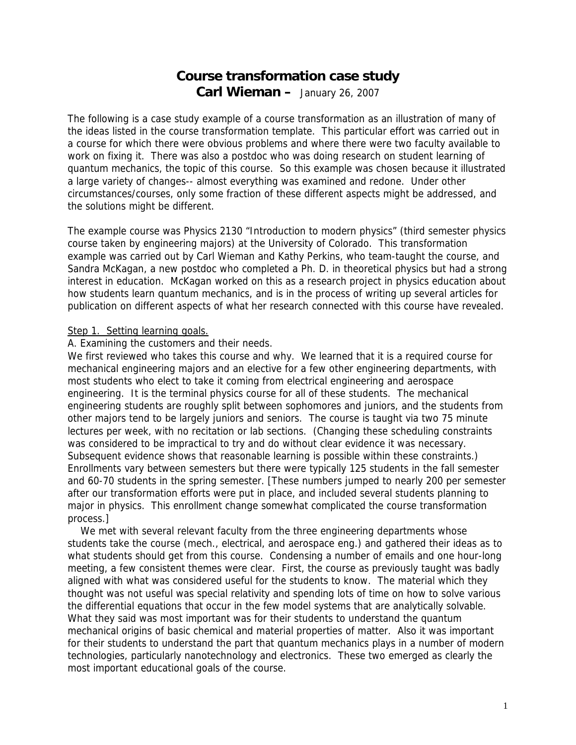# Course transformation case study

## Carl Wieman – January 26, 2007

The following is a case study example of a course transformation as an illustration of many of the ideas listed in the course transformation template. This particular effort was carried out in a course for which there were obvious problems and where there were two faculty available to work on fixing it. There was also a postdoc who was doing research on student learning of quantum mechanics, the topic of this course. So this example was chosen because it illustrated a large variety of changes-- almost everything was examined and redone. Under other circumstances/courses, only some fraction of these different aspects might be addressed, and the solutions might be different.

The example course was Physics 2130 "Introduction to modern physics" (third semester physics course taken by engineering majors) at the University of Colorado. This transformation example was carried out by Carl Wieman and Kathy Perkins, who team-taught the course, and Sandra McKagan, a new postdoc who completed a Ph. D. in theoretical physics but had a strong interest in education. McKagan worked on this as a research project in physics education about how students learn quantum mechanics, and is in the process of writing up several articles for publication on different aspects of what her research connected with this course have revealed.

Step 1. Setting learning goals.

A. Examining the customers and their needs.

We first reviewed who takes this course and why. We learned that it is a required course for mechanical engineering majors and an elective for a few other engineering departments, with most students who elect to take it coming from electrical engineering and aerospace engineering. It is the terminal physics course for all of these students. The mechanical engineering students are roughly split between sophomores and juniors, and the students from other majors tend to be largely juniors and seniors. The course is taught via two 75 minute lectures per week, with no recitation or lab sections. (Changing these scheduling constraints was considered to be impractical to try and do without clear evidence it was necessary. Subsequent evidence shows that reasonable learning is possible within these constraints.) Enrollments vary between semesters but there were typically 125 students in the fall semester and 60-70 students in the spring semester. [These numbers jumped to nearly 200 per semester after our transformation efforts were put in place, and included several students planning to major in physics. This enrollment change somewhat complicated the course transformation process.]

We met with several relevant faculty from the three engineering departments whose students take the course (mech., electrical, and aerospace eng.) and gathered their ideas as to what students should get from this course. Condensing a number of emails and one hour-long meeting, a few consistent themes were clear. First, the course as previously taught was badly aligned with what was considered useful for the students to know. The material which they thought was not useful was special relativity and spending lots of time on how to solve various the differential equations that occur in the few model systems that are analytically solvable. What they said was most important was for their students to understand the quantum mechanical origins of basic chemical and material properties of matter. Also it was important for their students to understand the part that quantum mechanics plays in a number of modern technologies, particularly nanotechnology and electronics. These two emerged as clearly the most important educational goals of the course.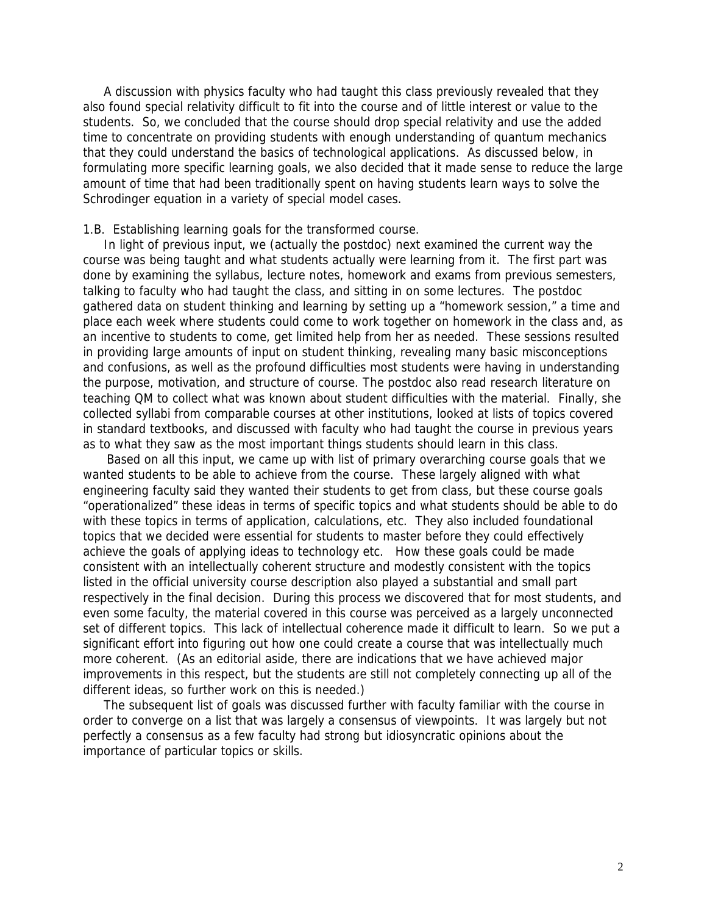A discussion with physics faculty who had taught this class previously revealed that they also found special relativity difficult to fit into the course and of little interest or value to the students. So, we concluded that the course should drop special relativity and use the added time to concentrate on providing students with enough understanding of quantum mechanics that they could understand the basics of technological applications. As discussed below, in formulating more specific learning goals, we also decided that it made sense to reduce the large amount of time that had been traditionally spent on having students learn ways to solve the Schrodinger equation in a variety of special model cases.

1.B. Establishing learning goals for the transformed course.

In light of previous input, we (actually the postdoc) next examined the current way the course was being taught and what students actually were learning from it. The first part was done by examining the syllabus, lecture notes, homework and exams from previous semesters, talking to faculty who had taught the class, and sitting in on some lectures. The postdoc gathered data on student thinking and learning by setting up a "homework session," a time and place each week where students could come to work together on homework in the class and, as an incentive to students to come, get limited help from her as needed. These sessions resulted in providing large amounts of input on student thinking, revealing many basic misconceptions and confusions, as well as the profound difficulties most students were having in understanding the purpose, motivation, and structure of course. The postdoc also read research literature on teaching QM to collect what was known about student difficulties with the material. Finally, she collected syllabi from comparable courses at other institutions, looked at lists of topics covered in standard textbooks, and discussed with faculty who had taught the course in previous years as to what they saw as the most important things students should learn in this class.

Based on all this input, we came up with list of primary overarching course goals that we wanted students to be able to achieve from the course. These largely aligned with what engineering faculty said they wanted their students to get from class, but these course goals "operationalized" these ideas in terms of specific topics and what students should be able to do with these topics in terms of application, calculations, etc. They also included foundational topics that we decided were essential for students to master before they could effectively achieve the goals of applying ideas to technology etc. How these goals could be made consistent with an intellectually coherent structure and modestly consistent with the topics listed in the official university course description also played a substantial and small part respectively in the final decision. During this process we discovered that for most students, and even some faculty, the material covered in this course was perceived as a largely unconnected set of different topics. This lack of intellectual coherence made it difficult to learn. So we put a significant effort into figuring out how one could create a course that was intellectually much more coherent. (As an editorial aside, there are indications that we have achieved major improvements in this respect, but the students are still not completely connecting up all of the different ideas, so further work on this is needed.)

The subsequent list of goals was discussed further with faculty familiar with the course in order to converge on a list that was largely a consensus of viewpoints. It was largely but not perfectly a consensus as a few faculty had strong but idiosyncratic opinions about the importance of particular topics or skills.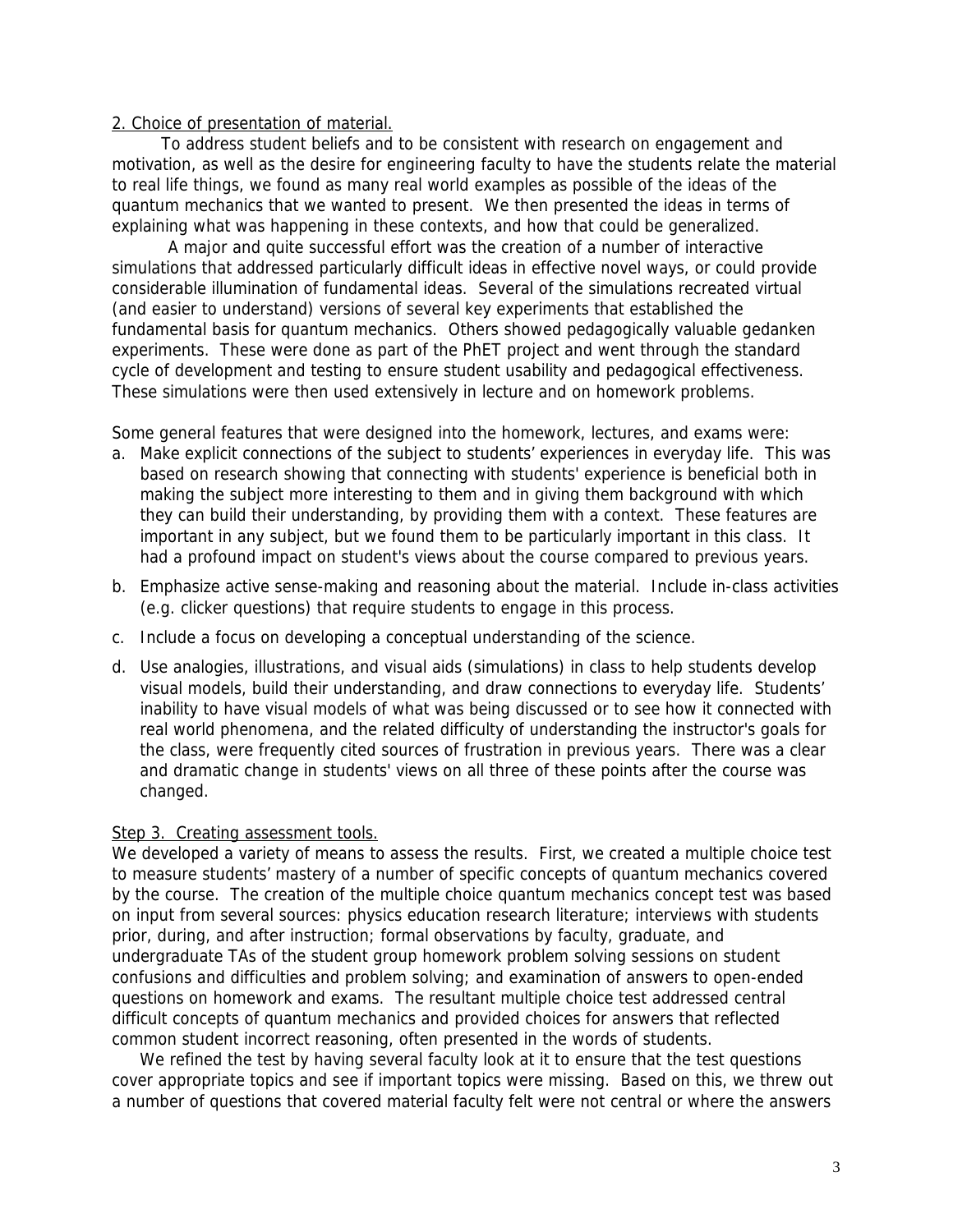<u>2. Choice of presentation of material.</u>

To address student beliefs and to be consistent with research on engagement and motivation, as well as the desire for engineering faculty to have the students relate the material to real life things, we found as many real world examples as possible of the ideas of the quantum mechanics that we wanted to present. We then presented the ideas in terms of explaining what was happening in these contexts, and how that could be generalized.

A major and quite successful effort was the creation of a number of interactive simulations that addressed particularly difficult ideas in effective novel ways, or could provide considerable illumination of fundamental ideas. Several of the simulations recreated virtual (and easier to understand) versions of several key experiments that established the fundamental basis for quantum mechanics. Others showed pedagogically valuable gedanken experiments. These were done as part of the PhET project and went through the standard cycle of development and testing to ensure student usability and pedagogical effectiveness. These simulations were then used extensively in lecture and on homework problems.

Some general features that were designed into the homework, lectures, and exams were:

a. Make explicit connections of the subject to students' experiences in everyday life. This was based on research showing that connecting with students' experience is beneficial both in making the subject more interesting to them and in giving them background with which they can build their understanding, by providing them with a context. These features are important in any subject, but we found them to be particularly important in this class. It had a profound impact on student's views about the course compared to previous years.

b. Emphasize active sense-making and reasoning about the material. Include in-class activities (e.g. clicker questions) that require students to engage in this process.

c. Include a focus on developing a conceptual understanding of the science.

d. Use analogies, illustrations, and visual aids (simulations) in class to help students develop visual models, build their understanding, and draw connections to everyday life. Students' inability to have visual models of what was being discussed or to see how it connected with real world phenomena, and the related difficulty of understanding the instructor's goals for the class, were frequently cited sources of frustration in previous years. There was a clear and dramatic change in students' views on all three of these points after the course was changed.

<u>Step 3. Creating assessment tools.</u>

We developed a variety of means to assess the results. First, we created a multiple choice test to measure students' mastery of a number of specific concepts of quantum mechanics covered by the course. The creation of the multiple choice quantum mechanics concept test was based on input from several sources: physics education research literature; interviews with students prior, during, and after instruction; formal observations by faculty, graduate, and undergraduate TAs of the student group homework problem solving sessions on student confusions and difficulties and problem solving; and examination of answers to open-ended questions on homework and exams. The resultant multiple choice test addressed central difficult concepts of quantum mechanics and provided choices for answers that reflected common student incorrect reasoning, often presented in the words of students.

We refined the test by having several faculty look at it to ensure that the test questions cover appropriate topics and see if important topics were missing. Based on this, we threw out a number of questions that covered material faculty felt were not central or where the answers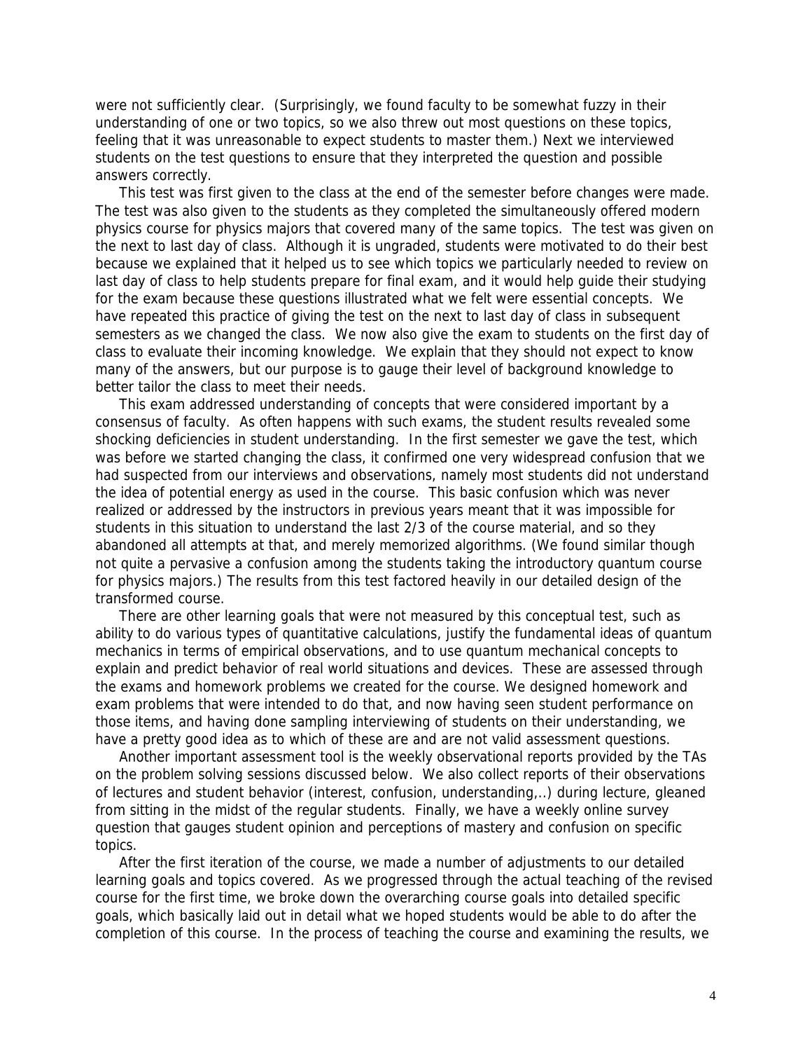were not sufficiently clear. (Surprisingly, we found faculty to be somewhat fuzzy in their understanding of one or two topics, so we also threw out most questions on these topics, feeling that it was unreasonable to expect students to master them.) Next we interviewed students on the test questions to ensure that they interpreted the question and possible answers correctly.

This test was first given to the class at the end of the semester before changes were made. The test was also given to the students as they completed the simultaneously offered modern physics course for physics majors that covered many of the same topics. The test was given on the next to last day of class. Although it is ungraded, students were motivated to do their best because we explained that it helped us to see which topics we particularly needed to review on last day of class to help students prepare for final exam, and it would help guide their studying for the exam because these questions illustrated what we felt were essential concepts. We have repeated this practice of giving the test on the next to last day of class in subsequent semesters as we changed the class. We now also give the exam to students on the first day of class to evaluate their incoming knowledge. We explain that they should not expect to know many of the answers, but our purpose is to gauge their level of background knowledge to better tailor the class to meet their needs.

This exam addressed understanding of concepts that were considered important by a consensus of faculty. As often happens with such exams, the student results revealed some shocking deficiencies in student understanding. In the first semester we gave the test, which was before we started changing the class, it confirmed one very widespread confusion that we had suspected from our interviews and observations, namely most students did not understand the idea of potential energy as used in the course. This basic confusion which was never realized or addressed by the instructors in previous years meant that it was impossible for students in this situation to understand the last 2/3 of the course material, and so they abandoned all attempts at that, and merely memorized algorithms. (We found similar though not quite a pervasive a confusion among the students taking the introductory quantum course for physics majors.) The results from this test factored heavily in our detailed design of the transformed course.

There are other learning goals that were not measured by this conceptual test, such as ability to do various types of quantitative calculations, justify the fundamental ideas of quantum mechanics in terms of empirical observations, and to use quantum mechanical concepts to explain and predict behavior of real world situations and devices. These are assessed through the exams and homework problems we created for the course. We designed homework and exam problems that were intended to do that, and now having seen student performance on those items, and having done sampling interviewing of students on their understanding, we have a pretty good idea as to which of these are and are not valid assessment questions.

Another important assessment tool is the weekly observational reports provided by the TAs on the problem solving sessions discussed below. We also collect reports of their observations of lectures and student behavior (interest, confusion, understanding,..) during lecture, gleaned from sitting in the midst of the regular students. Finally, we have a weekly online survey question that gauges student opinion and perceptions of mastery and confusion on specific topics.

After the first iteration of the course, we made a number of adjustments to our detailed learning goals and topics covered. As we progressed through the actual teaching of the revised course for the first time, we broke down the overarching course goals into detailed specific goals, which basically laid out in detail what we hoped students would be able to do after the completion of this course. In the process of teaching the course and examining the results, we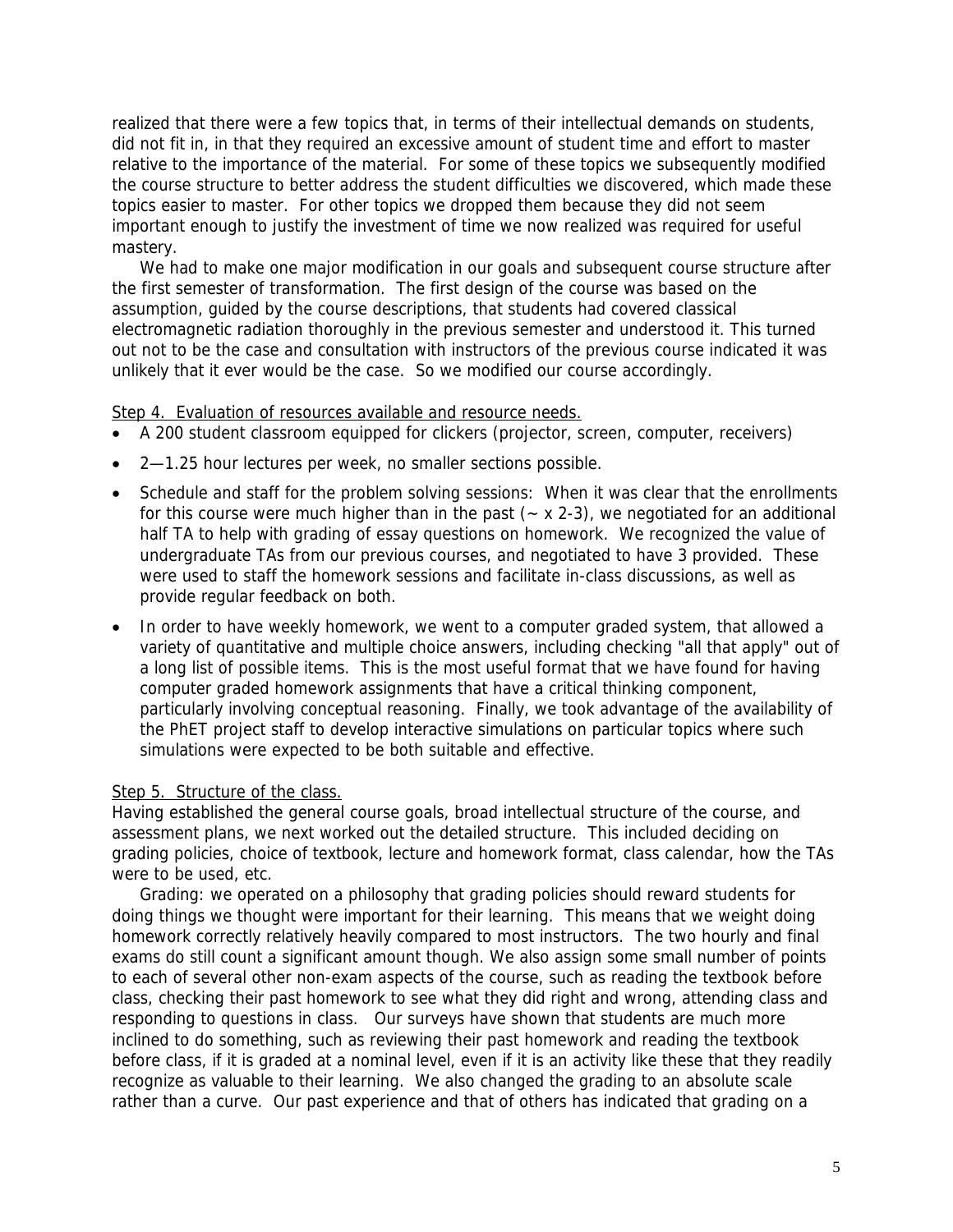realized that there were a few topics that, in terms of their intellectual demands on students, did not fit in, in that they required an excessive amount of student time and effort to master relative to the importance of the material. For some of these topics we subsequently modified the course structure to better address the student difficulties we discovered, which made these topics easier to master. For other topics we dropped them because they did not seem important enough to justify the investment of time we now realized was required for useful mastery.

We had to make one major modification in our goals and subsequent course structure after the first semester of transformation. The first design of the course was based on the assumption, guided by the course descriptions, that students had covered classical electromagnetic radiation thoroughly in the previous semester and understood it. This turned out not to be the case and consultation with instructors of the previous course indicated it was unlikely that it ever would be the case. So we modified our course accordingly.

Step 4. Evaluation of resources available and resource needs.

- A 200 student classroom equipped for clickers (projector, screen, computer, receivers)
- 2—1.25 hour lectures per week, no smaller sections possible.
- Schedule and staff for the problem solving sessions: When it was clear that the enrollments for this course were much higher than in the past (~ x 2-3), we negotiated for an additional half TA to help with grading of essay questions on homework. We recognized the value of undergraduate TAs from our previous courses, and negotiated to have 3 provided. These were used to staff the homework sessions and facilitate in-class discussions, as well as provide regular feedback on both.
- In order to have weekly homework, we went to a computer graded system, that allowed a variety of quantitative and multiple choice answers, including checking "all that apply" out of a long list of possible items. This is the most useful format that we have found for having computer graded homework assignments that have a critical thinking component, particularly involving conceptual reasoning. Finally, we took advantage of the availability of the PhET project staff to develop interactive simulations on particular topics where such simulations were expected to be both suitable and effective.

Step 5. Structure of the class.

Having established the general course goals, broad intellectual structure of the course, and assessment plans, we next worked out the detailed structure. This included deciding on grading policies, choice of textbook, lecture and homework format, class calendar, how the TAs were to be used, etc.

Grading: we operated on a philosophy that grading policies should reward students for doing things we thought were important for their learning. This means that we weight doing homework correctly relatively heavily compared to most instructors. The two hourly and final exams do still count a significant amount though. We also assign some small number of points to each of several other non-exam aspects of the course, such as reading the textbook before class, checking their past homework to see what they did right and wrong, attending class and responding to questions in class. Our surveys have shown that students are much more inclined to do something, such as reviewing their past homework and reading the textbook before class, if it is graded at a nominal level, even if it is an activity like these that they readily recognize as valuable to their learning. We also changed the grading to an absolute scale rather than a curve. Our past experience and that of others has indicated that grading on a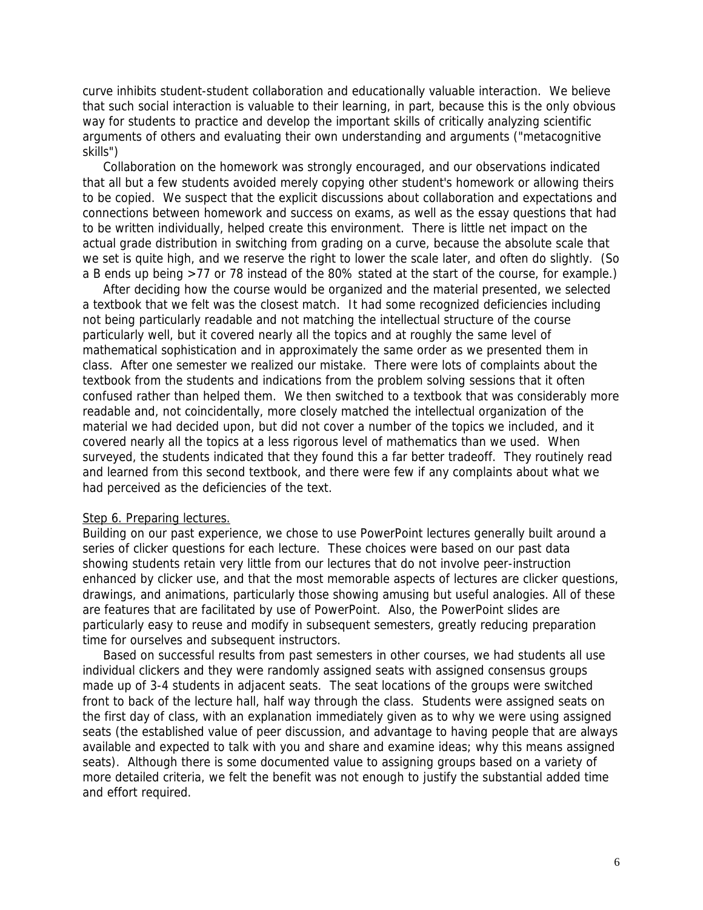curve inhibits student-student collaboration and educationally valuable interaction. We believe that such social interaction is valuable to their learning, in part, because this is the only obvious way for students to practice and develop the important skills of critically analyzing scientific arguments of others and evaluating their own understanding and arguments ("metacognitive skills")

Collaboration on the homework was strongly encouraged, and our observations indicated that all but a few students avoided merely copying other student's homework or allowing theirs to be copied. We suspect that the explicit discussions about collaboration and expectations and connections between homework and success on exams, as well as the essay questions that had to be written individually, helped create this environment. There is little net impact on the actual grade distribution in switching from grading on a curve, because the absolute scale that we set is quite high, and we reserve the right to lower the scale later, and often do slightly. (So a B ends up being >77 or 78 instead of the 80% stated at the start of the course, for example.)

After deciding how the course would be organized and the material presented, we selected a textbook that we felt was the closest match. It had some recognized deficiencies including not being particularly readable and not matching the intellectual structure of the course particularly well, but it covered nearly all the topics and at roughly the same level of mathematical sophistication and in approximately the same order as we presented them in class. After one semester we realized our mistake. There were lots of complaints about the textbook from the students and indications from the problem solving sessions that it often confused rather than helped them. We then switched to a textbook that was considerably more readable and, not coincidentally, more closely matched the intellectual organization of the material we had decided upon, but did not cover a number of the topics we included, and it covered nearly all the topics at a less rigorous level of mathematics than we used. When surveyed, the students indicated that they found this a far better tradeoff. They routinely read and learned from this second textbook, and there were few if any complaints about what we had perceived as the deficiencies of the text.

<u>Step 6. Preparing lectures.</u>

Building on our past experience, we chose to use PowerPoint lectures generally built around a series of clicker questions for each lecture. These choices were based on our past data showing students retain very little from our lectures that do not involve peer-instruction enhanced by clicker use, and that the most memorable aspects of lectures are clicker questions, drawings, and animations, particularly those showing amusing but useful analogies. All of these are features that are facilitated by use of PowerPoint. Also, the PowerPoint slides are particularly easy to reuse and modify in subsequent semesters, greatly reducing preparation time for ourselves and subsequent instructors.

Based on successful results from past semesters in other courses, we had students all use individual clickers and they were randomly assigned seats with assigned consensus groups made up of 3-4 students in adjacent seats. The seat locations of the groups were switched front to back of the lecture hall, half way through the class. Students were assigned seats on the first day of class, with an explanation immediately given as to why we were using assigned seats (the established value of peer discussion, and advantage to having people that are always available and expected to talk with you and share and examine ideas; why this means assigned seats). Although there is some documented value to assigning groups based on a variety of more detailed criteria, we felt the benefit was not enough to justify the substantial added time and effort required.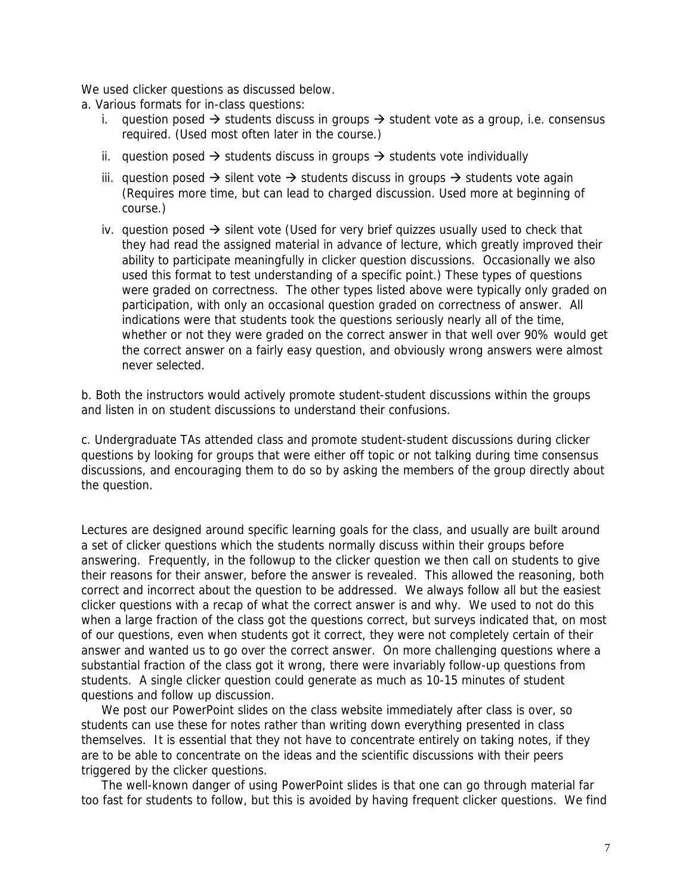We used clicker questions as discussed below.

a. Various formats for in-class questions:

i. question posed → students discuss in groups → student vote as a group, i.e. consensus required. (Used most often later in the course.)

ii. question posed → students discuss in groups → students vote individually

iii. question posed → silent vote → students discuss in groups → students vote again (Requires more time, but can lead to charged discussion. Used more at beginning of course.)

iv. question posed → silent vote (Used for very brief quizzes usually used to check that they had read the assigned material in advance of lecture, which greatly improved their ability to participate meaningfully in clicker question discussions. Occasionally we also used this format to test understanding of a specific point.) These types of questions were graded on correctness. The other types listed above were typically only graded on participation, with only an occasional question graded on correctness of answer. All indications were that students took the questions seriously nearly all of the time, whether or not they were graded on the correct answer in that well over 90% would get the correct answer on a fairly easy question, and obviously wrong answers were almost never selected.

b. Both the instructors would actively promote student-student discussions within the groups and listen in on student discussions to understand their confusions.

c. Undergraduate TAs attended class and promote student-student discussions during clicker questions by looking for groups that were either off topic or not talking during time consensus discussions, and encouraging them to do so by asking the members of the group directly about the question.

Lectures are designed around specific learning goals for the class, and usually are built around a set of clicker questions which the students normally discuss within their groups before answering. Frequently, in the followup to the clicker question we then call on students to give their reasons for their answer, before the answer is revealed. This allowed the reasoning, both correct and incorrect about the question to be addressed. We always follow all but the easiest clicker questions with a recap of what the correct answer is and why. We used to not do this when a large fraction of the class got the questions correct, but surveys indicated that, on most of our questions, even when students got it correct, they were not completely certain of their answer and wanted us to go over the correct answer. On more challenging questions where a substantial fraction of the class got it wrong, there were invariably follow-up questions from students. A single clicker question could generate as much as 10-15 minutes of student questions and follow up discussion.

We post our PowerPoint slides on the class website immediately after class is over, so students can use these for notes rather than writing down everything presented in class themselves. It is essential that they not have to concentrate entirely on taking notes, if they are to be able to concentrate on the ideas and the scientific discussions with their peers triggered by the clicker questions.

The well-known danger of using PowerPoint slides is that one can go through material far too fast for students to follow, but this is avoided by having frequent clicker questions. We find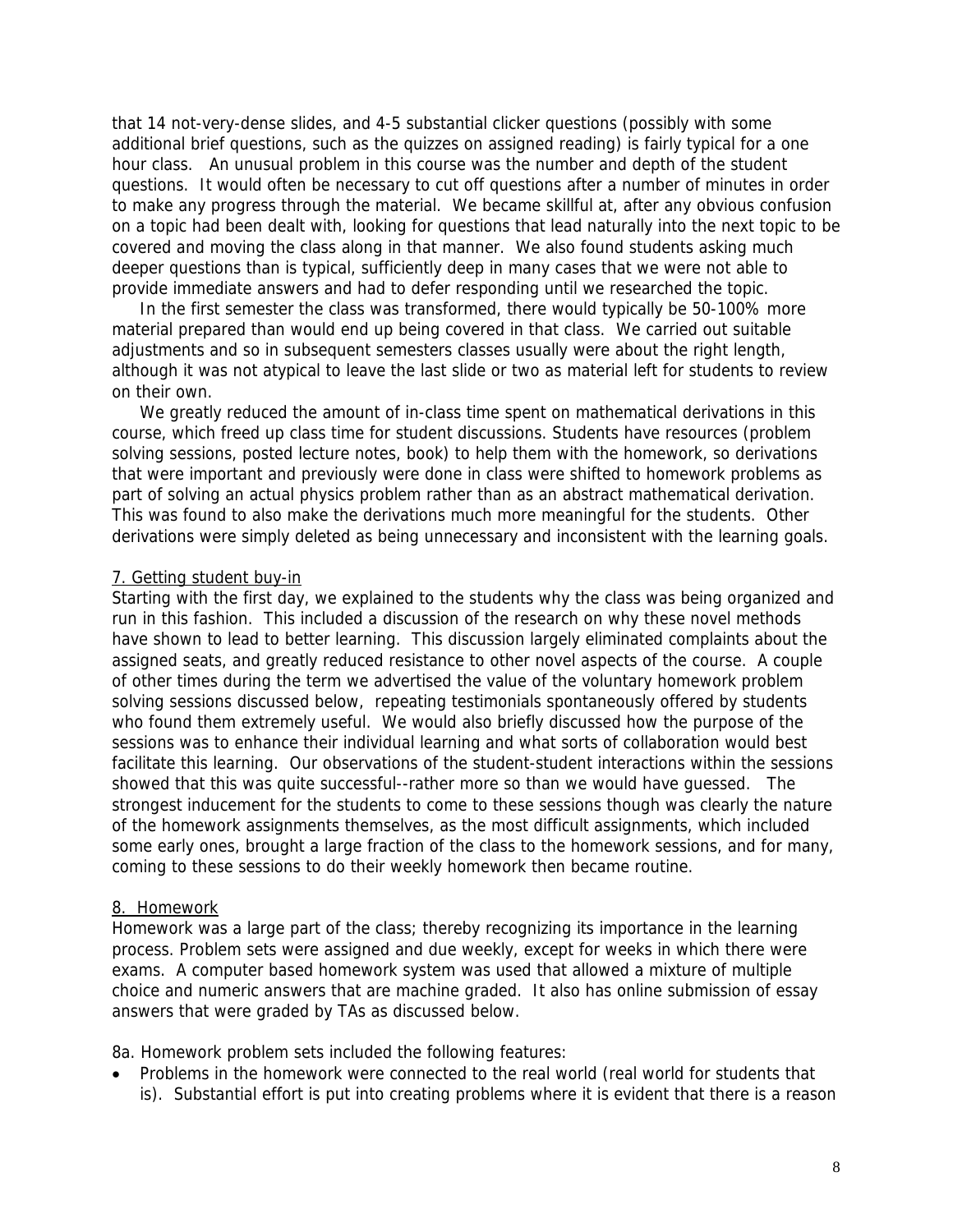that 14 not-very-dense slides, and 4-5 substantial clicker questions (possibly with some additional brief questions, such as the quizzes on assigned reading) is fairly typical for a one hour class. An unusual problem in this course was the number and depth of the student questions. It would often be necessary to cut off questions after a number of minutes in order to make any progress through the material. We became skillful at, after any obvious confusion on a topic had been dealt with, looking for questions that lead naturally into the next topic to be covered and moving the class along in that manner. We also found students asking much deeper questions than is typical, sufficiently deep in many cases that we were not able to provide immediate answers and had to defer responding until we researched the topic.

In the first semester the class was transformed, there would typically be 50-100% more material prepared than would end up being covered in that class. We carried out suitable adjustments and so in subsequent semesters classes usually were about the right length, although it was not atypical to leave the last slide or two as material left for students to review on their own.

We greatly reduced the amount of in-class time spent on mathematical derivations in this course, which freed up class time for student discussions. Students have resources (problem solving sessions, posted lecture notes, book) to help them with the homework, so derivations that were important and previously were done in class were shifted to homework problems as part of solving an actual physics problem rather than as an abstract mathematical derivation. This was found to also make the derivations much more meaningful for the students. Other derivations were simply deleted as being unnecessary and inconsistent with the learning goals.

## 7. Getting student buy-in

Starting with the first day, we explained to the students why the class was being organized and run in this fashion. This included a discussion of the research on why these novel methods have shown to lead to better learning. This discussion largely eliminated complaints about the assigned seats, and greatly reduced resistance to other novel aspects of the course. A couple of other times during the term we advertised the value of the voluntary homework problem solving sessions discussed below, repeating testimonials spontaneously offered by students who found them extremely useful. We would also briefly discussed how the purpose of the sessions was to enhance their individual learning and what sorts of collaboration would best facilitate this learning. Our observations of the student-student interactions within the sessions showed that this was quite successful--rather more so than we would have guessed. The strongest inducement for the students to come to these sessions though was clearly the nature of the homework assignments themselves, as the most difficult assignments, which included some early ones, brought a large fraction of the class to the homework sessions, and for many, coming to these sessions to do their weekly homework then became routine.

## 8. Homework

Homework was a large part of the class; thereby recognizing its importance in the learning process. Problem sets were assigned and due weekly, except for weeks in which there were exams. A computer based homework system was used that allowed a mixture of multiple choice and numeric answers that are machine graded. It also has online submission of essay answers that were graded by TAs as discussed below.

8a. Homework problem sets included the following features:

- Problems in the homework were connected to the real world (real world for students that is). Substantial effort is put into creating problems where it is evident that there is a reason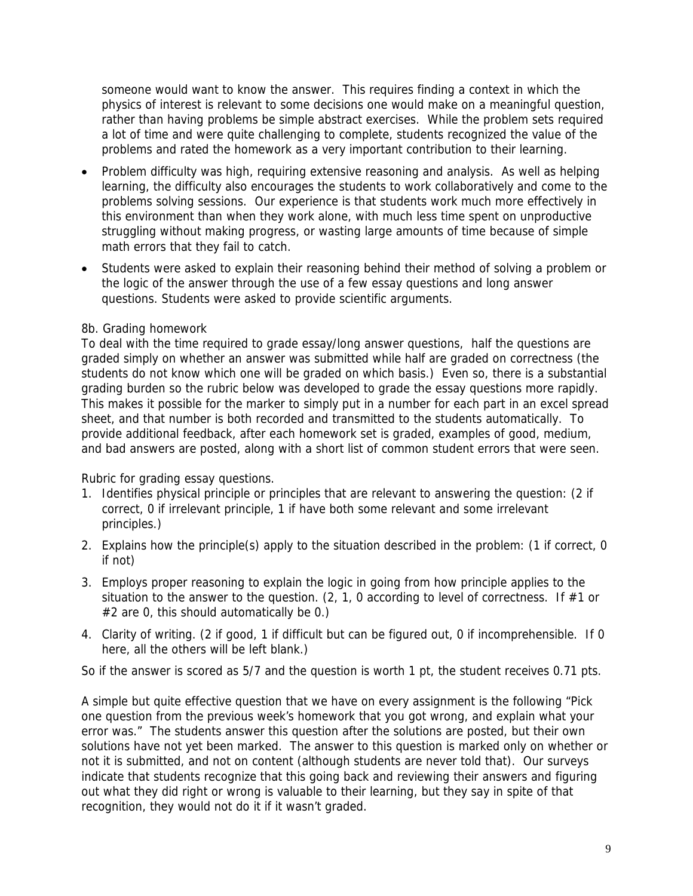someone would want to know the answer. This requires finding a context in which the physics of interest is relevant to some decisions one would make on a meaningful question, rather than having problems be simple abstract exercises. While the problem sets required a lot of time and were quite challenging to complete, students recognized the value of the problems and rated the homework as a very important contribution to their learning.

- Problem difficulty was high, requiring extensive reasoning and analysis. As well as helping learning, the difficulty also encourages the students to work collaboratively and come to the problems solving sessions. Our experience is that students work much more effectively in this environment than when they work alone, with much less time spent on unproductive struggling without making progress, or wasting large amounts of time because of simple math errors that they fail to catch.
- Students were asked to explain their reasoning behind their method of solving a problem or the logic of the answer through the use of a few essay questions and long answer questions. Students were asked to provide scientific arguments.

8b. Grading homework

To deal with the time required to grade essay/long answer questions, half the questions are graded simply on whether an answer was submitted while half are graded on correctness (the students do not know which one will be graded on which basis.) Even so, there is a substantial grading burden so the rubric below was developed to grade the essay questions more rapidly. This makes it possible for the marker to simply put in a number for each part in an excel spread sheet, and that number is both recorded and transmitted to the students automatically. To provide additional feedback, after each homework set is graded, examples of good, medium, and bad answers are posted, along with a short list of common student errors that were seen.

Rubric for grading essay questions.

1. Identifies physical principle or principles that are relevant to answering the question: (2 if correct, 0 if irrelevant principle, 1 if have both some relevant and some irrelevant principles.)
2. Explains how the principle(s) apply to the situation described in the problem: (1 if correct, 0 if not)
3. Employs proper reasoning to explain the logic in going from how principle applies to the situation to the answer to the question. (2, 1, 0 according to level of correctness. If #1 or #2 are 0, this should automatically be 0.)
4. Clarity of writing. (2 if good, 1 if difficult but can be figured out, 0 if incomprehensible. If 0 here, all the others will be left blank.)

So if the answer is scored as 5/7 and the question is worth 1 pt, the student receives 0.71 pts.

A simple but quite effective question that we have on every assignment is the following "Pick one question from the previous week's homework that you got wrong, and explain what your error was." The students answer this question after the solutions are posted, but their own solutions have not yet been marked. The answer to this question is marked only on whether or not it is submitted, and not on content (although students are never told that). Our surveys indicate that students recognize that this going back and reviewing their answers and figuring out what they did right or wrong is valuable to their learning, but they say in spite of that recognition, they would not do it if it wasn't graded.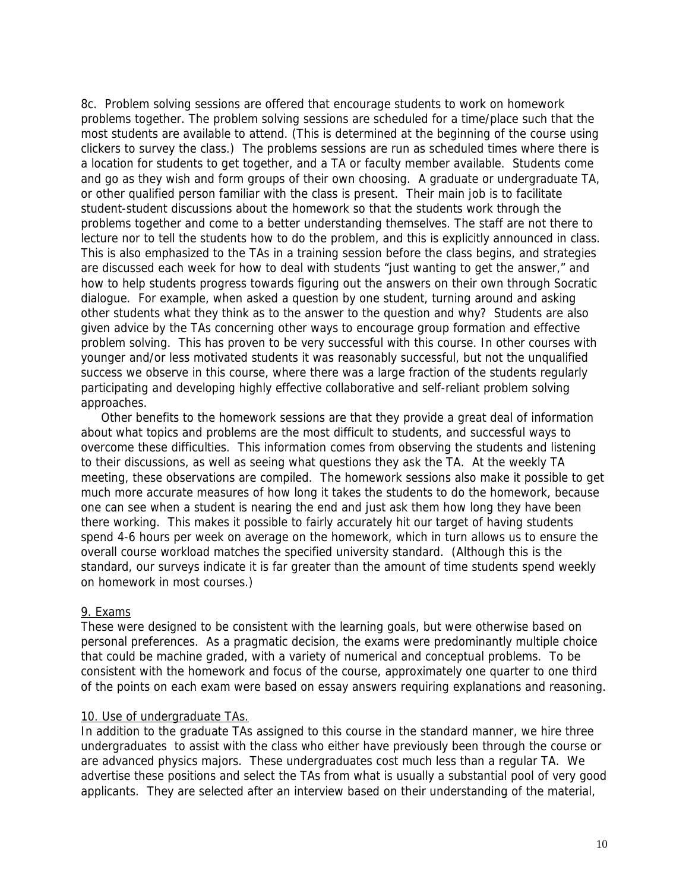8c. Problem solving sessions are offered that encourage students to work on homework problems together. The problem solving sessions are scheduled for a time/place such that the most students are available to attend. (This is determined at the beginning of the course using clickers to survey the class.) The problems sessions are run as scheduled times where there is a location for students to get together, and a TA or faculty member available. Students come and go as they wish and form groups of their own choosing. A graduate or undergraduate TA, or other qualified person familiar with the class is present. Their main job is to facilitate student-student discussions about the homework so that the students work through the problems together and come to a better understanding themselves. The staff are not there to lecture nor to tell the students how to do the problem, and this is explicitly announced in class. This is also emphasized to the TAs in a training session before the class begins, and strategies are discussed each week for how to deal with students "just wanting to get the answer," and how to help students progress towards figuring out the answers on their own through Socratic dialogue. For example, when asked a question by one student, turning around and asking other students what they think as to the answer to the question and why? Students are also given advice by the TAs concerning other ways to encourage group formation and effective problem solving. This has proven to be very successful with this course. In other courses with younger and/or less motivated students it was reasonably successful, but not the unqualified success we observe in this course, where there was a large fraction of the students regularly participating and developing highly effective collaborative and self-reliant problem solving approaches.

Other benefits to the homework sessions are that they provide a great deal of information about what topics and problems are the most difficult to students, and successful ways to overcome these difficulties. This information comes from observing the students and listening to their discussions, as well as seeing what questions they ask the TA. At the weekly TA meeting, these observations are compiled. The homework sessions also make it possible to get much more accurate measures of how long it takes the students to do the homework, because one can see when a student is nearing the end and just ask them how long they have been there working. This makes it possible to fairly accurately hit our target of having students spend 4-6 hours per week on average on the homework, which in turn allows us to ensure the overall course workload matches the specified university standard. (Although this is the standard, our surveys indicate it is far greater than the amount of time students spend weekly on homework in most courses.)

9. Exams

These were designed to be consistent with the learning goals, but were otherwise based on personal preferences. As a pragmatic decision, the exams were predominantly multiple choice that could be machine graded, with a variety of numerical and conceptual problems. To be consistent with the homework and focus of the course, approximately one quarter to one third of the points on each exam were based on essay answers requiring explanations and reasoning.

10. Use of undergraduate TAs.

In addition to the graduate TAs assigned to this course in the standard manner, we hire three undergraduates to assist with the class who either have previously been through the course or are advanced physics majors. These undergraduates cost much less than a regular TA. We advertise these positions and select the TAs from what is usually a substantial pool of very good applicants. They are selected after an interview based on their understanding of the material,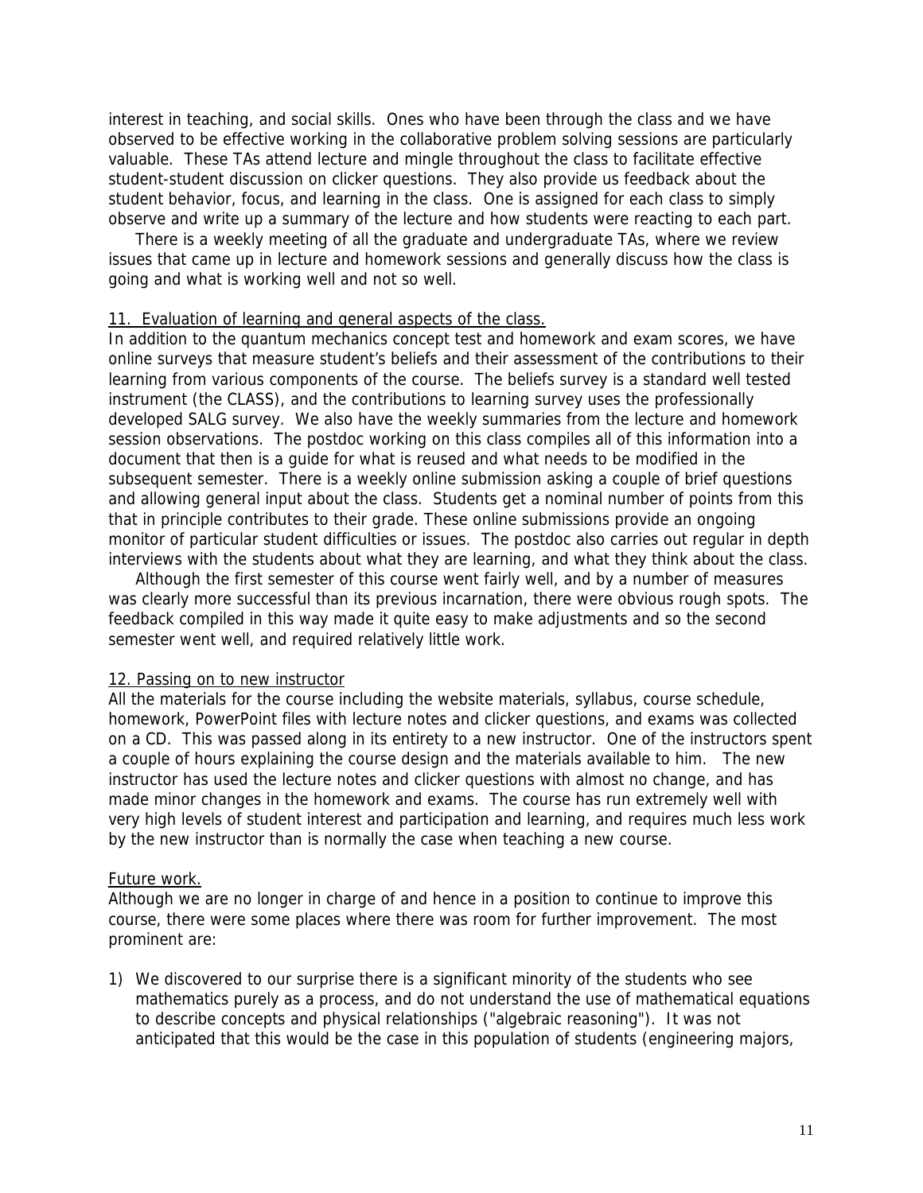interest in teaching, and social skills. Ones who have been through the class and we have observed to be effective working in the collaborative problem solving sessions are particularly valuable. These TAs attend lecture and mingle throughout the class to facilitate effective student-student discussion on clicker questions. They also provide us feedback about the student behavior, focus, and learning in the class. One is assigned for each class to simply observe and write up a summary of the lecture and how students were reacting to each part.

There is a weekly meeting of all the graduate and undergraduate TAs, where we review issues that came up in lecture and homework sessions and generally discuss how the class is going and what is working well and not so well.

## 11. Evaluation of learning and general aspects of the class.

In addition to the quantum mechanics concept test and homework and exam scores, we have online surveys that measure student's beliefs and their assessment of the contributions to their learning from various components of the course. The beliefs survey is a standard well tested instrument (the CLASS), and the contributions to learning survey uses the professionally developed SALG survey. We also have the weekly summaries from the lecture and homework session observations. The postdoc working on this class compiles all of this information into a document that then is a guide for what is reused and what needs to be modified in the subsequent semester. There is a weekly online submission asking a couple of brief questions and allowing general input about the class. Students get a nominal number of points from this that in principle contributes to their grade. These online submissions provide an ongoing monitor of particular student difficulties or issues. The postdoc also carries out regular in depth interviews with the students about what they are learning, and what they think about the class.

Although the first semester of this course went fairly well, and by a number of measures was clearly more successful than its previous incarnation, there were obvious rough spots. The feedback compiled in this way made it quite easy to make adjustments and so the second semester went well, and required relatively little work.

## 12. Passing on to new instructor

All the materials for the course including the website materials, syllabus, course schedule, homework, PowerPoint files with lecture notes and clicker questions, and exams was collected on a CD. This was passed along in its entirety to a new instructor. One of the instructors spent a couple of hours explaining the course design and the materials available to him. The new instructor has used the lecture notes and clicker questions with almost no change, and has made minor changes in the homework and exams. The course has run extremely well with very high levels of student interest and participation and learning, and requires much less work by the new instructor than is normally the case when teaching a new course.

## Future work.

Although we are no longer in charge of and hence in a position to continue to improve this course, there were some places where there was room for further improvement. The most prominent are:

1) We discovered to our surprise there is a significant minority of the students who see mathematics purely as a process, and do not understand the use of mathematical equations to describe concepts and physical relationships ("algebraic reasoning"). It was not anticipated that this would be the case in this population of students (engineering majors,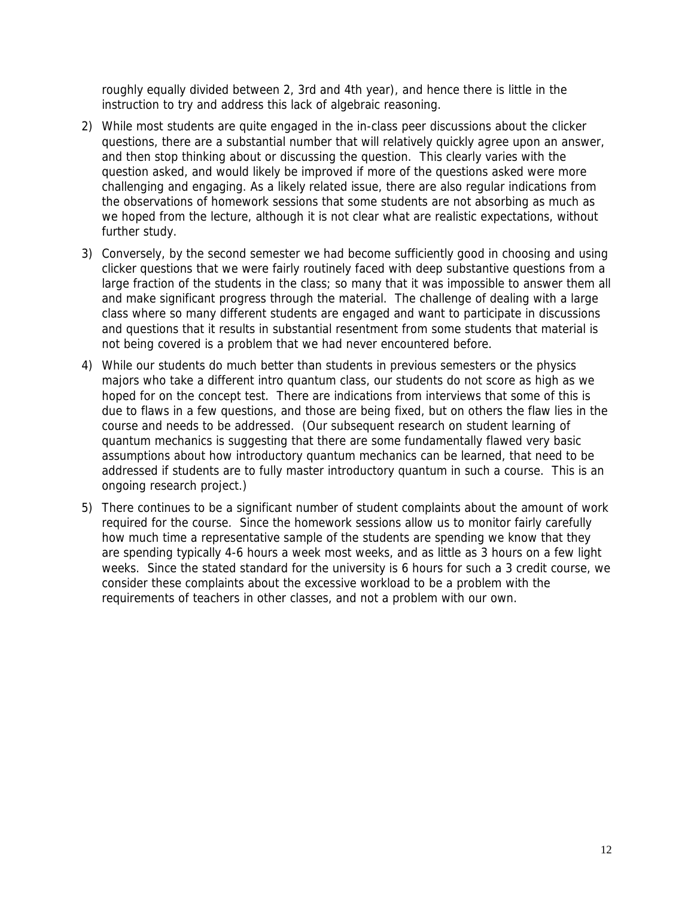roughly equally divided between 2, 3rd and 4th year), and hence there is little in the instruction to try and address this lack of algebraic reasoning.

2) While most students are quite engaged in the in-class peer discussions about the clicker questions, there are a substantial number that will relatively quickly agree upon an answer, and then stop thinking about or discussing the question. This clearly varies with the question asked, and would likely be improved if more of the questions asked were more challenging and engaging. As a likely related issue, there are also regular indications from the observations of homework sessions that some students are not absorbing as much as we hoped from the lecture, although it is not clear what are realistic expectations, without further study.

3) Conversely, by the second semester we had become sufficiently good in choosing and using clicker questions that we were fairly routinely faced with deep substantive questions from a large fraction of the students in the class; so many that it was impossible to answer them all and make significant progress through the material. The challenge of dealing with a large class where so many different students are engaged and want to participate in discussions and questions that it results in substantial resentment from some students that material is not being covered is a problem that we had never encountered before.

4) While our students do much better than students in previous semesters or the physics majors who take a different intro quantum class, our students do not score as high as we hoped for on the concept test. There are indications from interviews that some of this is due to flaws in a few questions, and those are being fixed, but on others the flaw lies in the course and needs to be addressed. (Our subsequent research on student learning of quantum mechanics is suggesting that there are some fundamentally flawed very basic assumptions about how introductory quantum mechanics can be learned, that need to be addressed if students are to fully master introductory quantum in such a course. This is an ongoing research project.)

5) There continues to be a significant number of student complaints about the amount of work required for the course. Since the homework sessions allow us to monitor fairly carefully how much time a representative sample of the students are spending we know that they are spending typically 4-6 hours a week most weeks, and as little as 3 hours on a few light weeks. Since the stated standard for the university is 6 hours for such a 3 credit course, we consider these complaints about the excessive workload to be a problem with the requirements of teachers in other classes, and not a problem with our own.